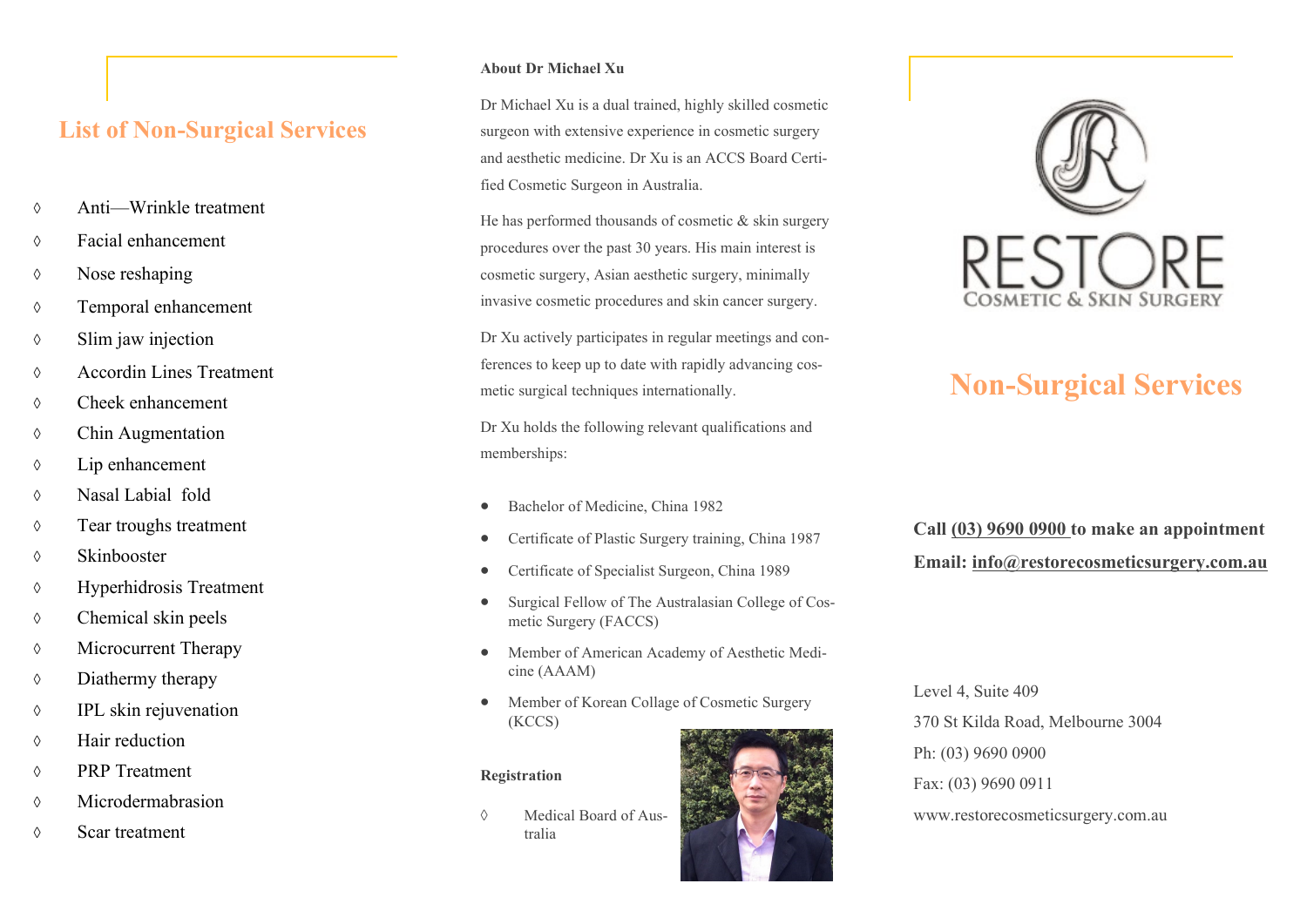## List of Non-Surgical Services

- Anti—Wrinkle treatment
- Facial enhancement
- Nose reshaping
- Temporal enhancement
- Slim jaw injection
- Accordin Lines Treatment
- Cheek enhancement
- Chin Augmentation
- Lip enhancement
- Nasal Labial fold
- Tear troughs treatment
- Skinbooster
- Hyperhidrosis Treatment
- Chemical skin peels
- Microcurrent Therapy
- Diathermy therapy
- IPL skin rejuvenation
- Hair reduction
- PRP Treatment
- Microdermabrasion
- Scar treatment

**About Dr Michael Xu**

Dr Michael Xu is a dual trained, highly skilled cosmetic surgeon with extensive experience in cosmetic surgery and aesthetic medicine. Dr Xu is an ACCS Board Certified Cosmetic Surgeon in Australia.

He has performed thousands of cosmetic & skin surgery procedures over the past 30 years. His main interest is cosmetic surgery, Asian aesthetic surgery, minimally invasive cosmetic procedures and skin cancer surgery.

Dr Xu actively participates in regular meetings and conferences to keep up to date with rapidly advancing cosmetic surgical techniques internationally.

Dr Xu holds the following relevant qualifications and memberships:

- Bachelor of Medicine, China 1982
- Certificate of Plastic Surgery training, China 1987
- Certificate of Specialist Surgeon, China 1989
- Surgical Fellow of The Australasian College of Cosmetic Surgery (FACCS)
- Member of American Academy of Aesthetic Medicine (AAAM)
- Member of Korean Collage of Cosmetic Surgery (KCCS)

**Registration**

- Medical Board of Australia

RESTORE
COSMETIC & SKIN SURGERY

# Non-Surgical Services

**Call (03) 9690 0900 to make an appointment**

**Email: info@restorecosmeticsurgery.com.au**

Level 4, Suite 409
370 St Kilda Road, Melbourne 3004
Ph: (03) 9690 0900
Fax: (03) 9690 0911
www.restorecosmeticsurgery.com.au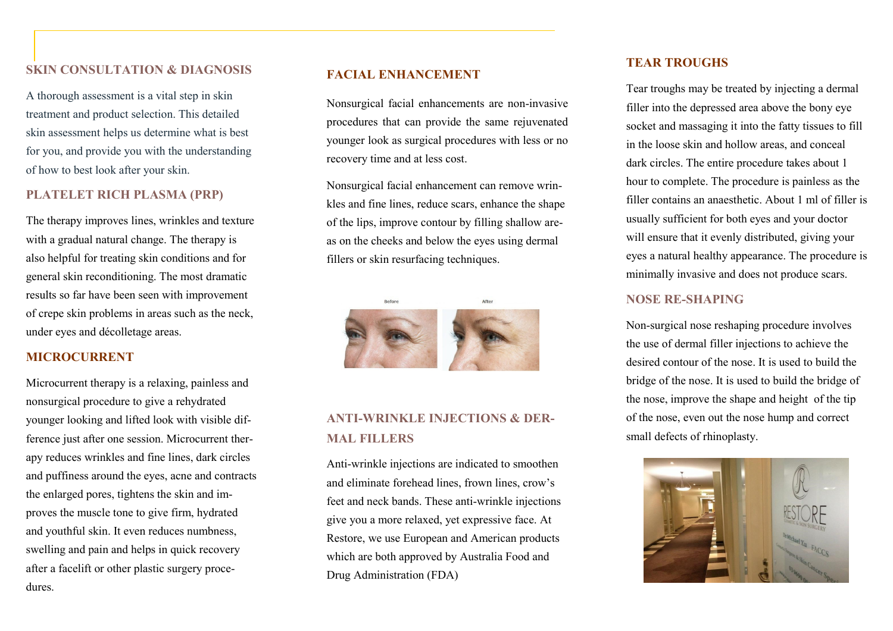## SKIN CONSULTATION & DIAGNOSIS

A thorough assessment is a vital step in skin treatment and product selection. This detailed skin assessment helps us determine what is best for you, and provide you with the understanding of how to best look after your skin.

## PLATELET RICH PLASMA (PRP)

The therapy improves lines, wrinkles and texture with a gradual natural change. The therapy is also helpful for treating skin conditions and for general skin reconditioning. The most dramatic results so far have been seen with improvement of crepe skin problems in areas such as the neck, under eyes and décolletage areas.

## MICROCURRENT

Microcurrent therapy is a relaxing, painless and nonsurgical procedure to give a rehydrated younger looking and lifted look with visible difference just after one session. Microcurrent therapy reduces wrinkles and fine lines, dark circles and puffiness around the eyes, acne and contracts the enlarged pores, tightens the skin and improves the muscle tone to give firm, hydrated and youthful skin. It even reduces numbness, swelling and pain and helps in quick recovery after a facelift or other plastic surgery procedures.

## FACIAL ENHANCEMENT

Nonsurgical facial enhancements are non-invasive procedures that can provide the same rejuvenated younger look as surgical procedures with less or no recovery time and at less cost.

Nonsurgical facial enhancement can remove wrinkles and fine lines, reduce scars, enhance the shape of the lips, improve contour by filling shallow areas on the cheeks and below the eyes using dermal fillers or skin resurfacing techniques.

Before

After

## ANTI-WRINKLE INJECTIONS & DERMAL FILLERS

Anti-wrinkle injections are indicated to smoothen and eliminate forehead lines, frown lines, crow's feet and neck bands. These anti-wrinkle injections give you a more relaxed, yet expressive face. At Restore, we use European and American products which are both approved by Australia Food and Drug Administration (FDA)

## TEAR TROUGHS

Tear troughs may be treated by injecting a dermal filler into the depressed area above the bony eye socket and massaging it into the fatty tissues to fill in the loose skin and hollow areas, and conceal dark circles. The entire procedure takes about 1 hour to complete. The procedure is painless as the filler contains an anaesthetic. About 1 ml of filler is usually sufficient for both eyes and your doctor will ensure that it evenly distributed, giving your eyes a natural healthy appearance. The procedure is minimally invasive and does not produce scars.

## NOSE RE-SHAPING

Non-surgical nose reshaping procedure involves the use of dermal filler injections to achieve the desired contour of the nose. It is used to build the bridge of the nose. It is used to build the bridge of the nose, improve the shape and height of the tip of the nose, even out the nose hump and correct small defects of rhinoplasty.